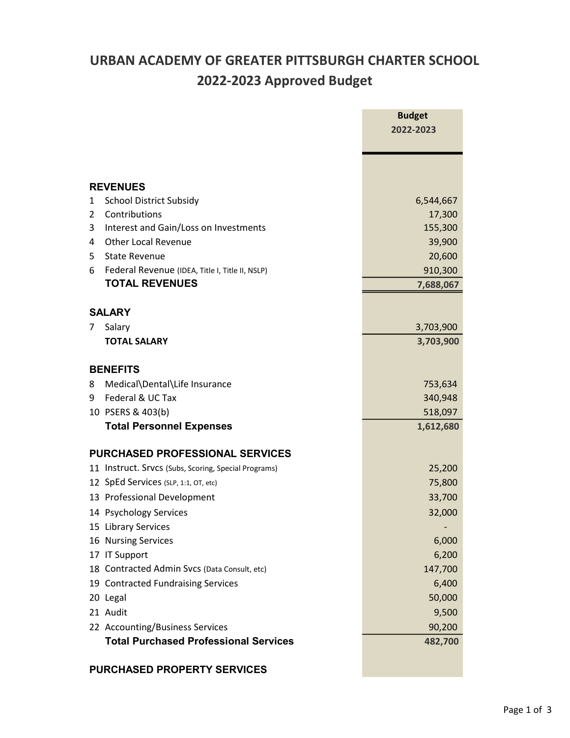# URBAN ACADEMY OF GREATER PITTSBURGH CHARTER SCHOOL
## 2022-2023 Approved Budget

| | | Budget 2022-2023 |
|---|---|---|
| **REVENUES** | | |
| 1 | School District Subsidy | 6,544,667 |
| 2 | Contributions | 17,300 |
| 3 | Interest and Gain/Loss on Investments | 155,300 |
| 4 | Other Local Revenue | 39,900 |
| 5 | State Revenue | 20,600 |
| 6 | Federal Revenue (IDEA, Title I, Title II, NSLP) | 910,300 |
| | **TOTAL REVENUES** | **7,688,067** |
| **SALARY** | | |
| 7 | Salary | 3,703,900 |
| | **TOTAL SALARY** | **3,703,900** |
| **BENEFITS** | | |
| 8 | Medical\Dental\Life Insurance | 753,634 |
| 9 | Federal & UC Tax | 340,948 |
| 10 | PSERS & 403(b) | 518,097 |
| | **Total Personnel Expenses** | **1,612,680** |
| **PURCHASED PROFESSIONAL SERVICES** | | |
| 11 | Instruct. Srvcs (Subs, Scoring, Special Programs) | 25,200 |
| 12 | SpEd Services (SLP, 1:1, OT, etc) | 75,800 |
| 13 | Professional Development | 33,700 |
| 14 | Psychology Services | 32,000 |
| 15 | Library Services | - |
| 16 | Nursing Services | 6,000 |
| 17 | IT Support | 6,200 |
| 18 | Contracted Admin Svcs (Data Consult, etc) | 147,700 |
| 19 | Contracted Fundraising Services | 6,400 |
| 20 | Legal | 50,000 |
| 21 | Audit | 9,500 |
| 22 | Accounting/Business Services | 90,200 |
| | **Total Purchased Professional Services** | **482,700** |
| **PURCHASED PROPERTY SERVICES** | | |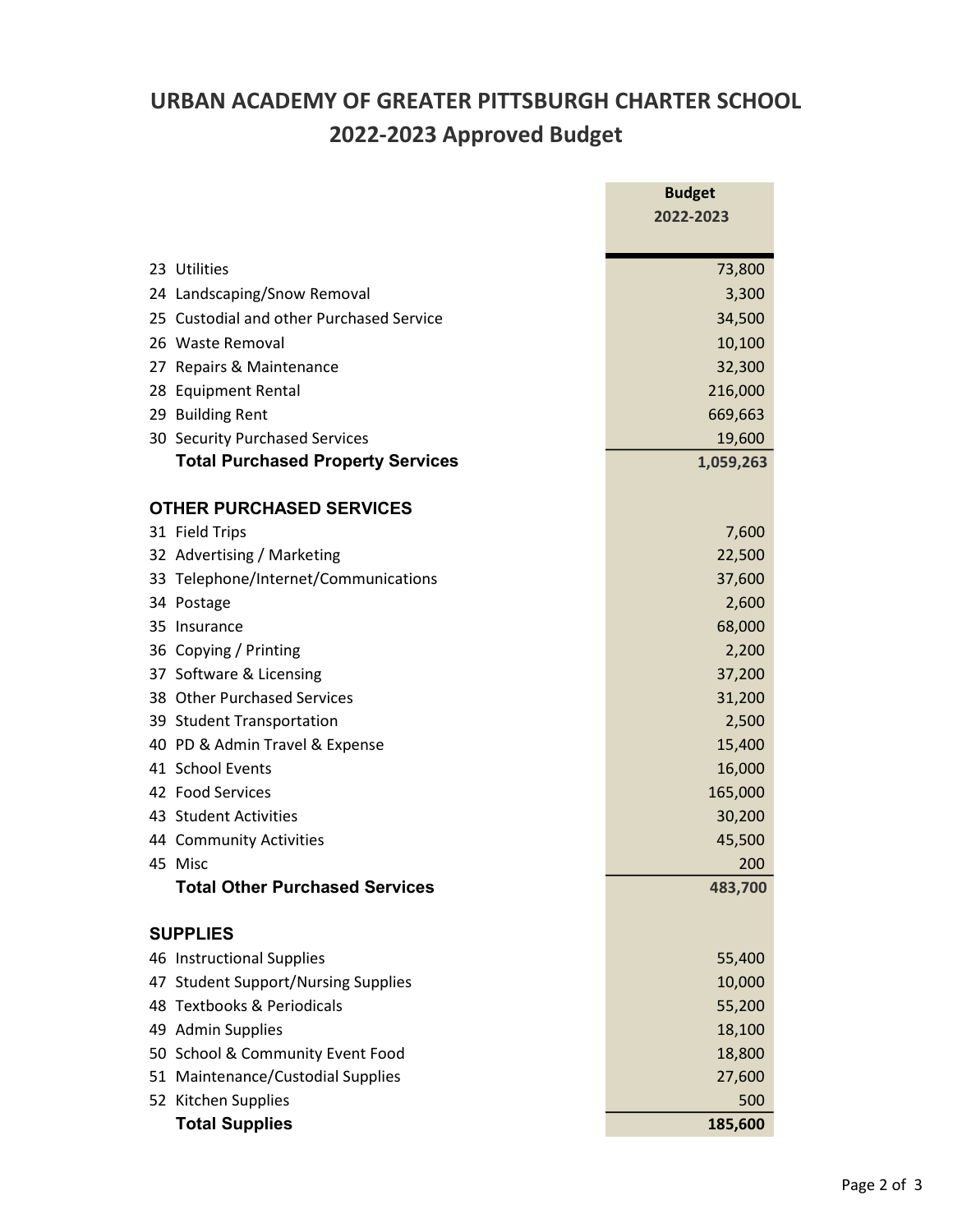# URBAN ACADEMY OF GREATER PITTSBURGH CHARTER SCHOOL
## 2022-2023 Approved Budget

| | Budget 2022-2023 |
|---|---|
| 23 Utilities | 73,800 |
| 24 Landscaping/Snow Removal | 3,300 |
| 25 Custodial and other Purchased Service | 34,500 |
| 26 Waste Removal | 10,100 |
| 27 Repairs & Maintenance | 32,300 |
| 28 Equipment Rental | 216,000 |
| 29 Building Rent | 669,663 |
| 30 Security Purchased Services | 19,600 |
| **Total Purchased Property Services** | **1,059,263** |
| | |
| **OTHER PURCHASED SERVICES** | |
| 31 Field Trips | 7,600 |
| 32 Advertising / Marketing | 22,500 |
| 33 Telephone/Internet/Communications | 37,600 |
| 34 Postage | 2,600 |
| 35 Insurance | 68,000 |
| 36 Copying / Printing | 2,200 |
| 37 Software & Licensing | 37,200 |
| 38 Other Purchased Services | 31,200 |
| 39 Student Transportation | 2,500 |
| 40 PD & Admin Travel & Expense | 15,400 |
| 41 School Events | 16,000 |
| 42 Food Services | 165,000 |
| 43 Student Activities | 30,200 |
| 44 Community Activities | 45,500 |
| 45 Misc | 200 |
| **Total Other Purchased Services** | **483,700** |
| | |
| **SUPPLIES** | |
| 46 Instructional Supplies | 55,400 |
| 47 Student Support/Nursing Supplies | 10,000 |
| 48 Textbooks & Periodicals | 55,200 |
| 49 Admin Supplies | 18,100 |
| 50 School & Community Event Food | 18,800 |
| 51 Maintenance/Custodial Supplies | 27,600 |
| 52 Kitchen Supplies | 500 |
| **Total Supplies** | **185,600** |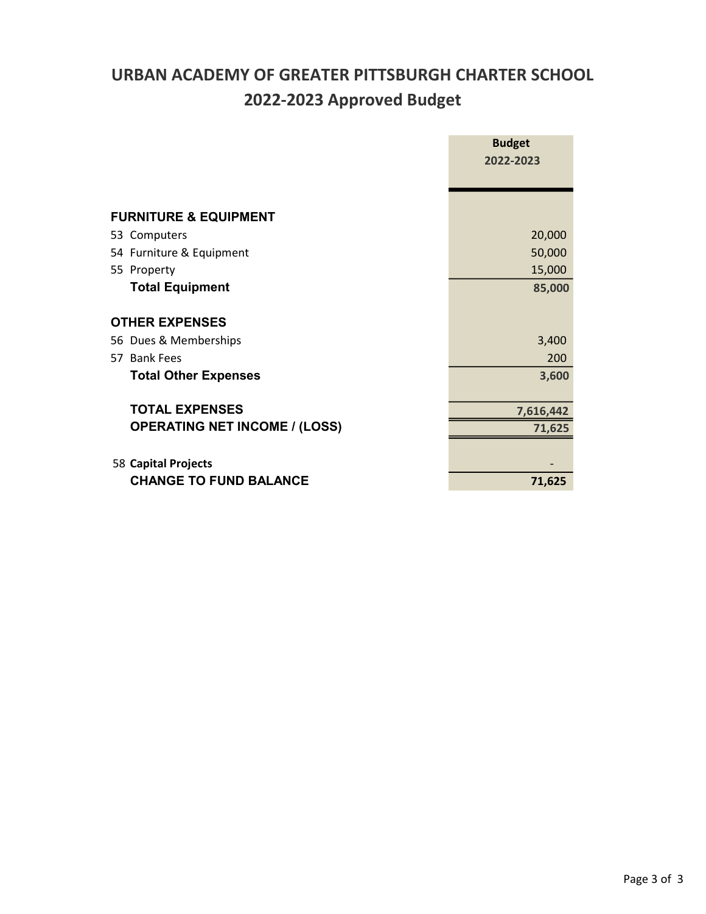# URBAN ACADEMY OF GREATER PITTSBURGH CHARTER SCHOOL
## 2022-2023 Approved Budget

| | Budget 2022-2023 |
|---|---|
| **FURNITURE & EQUIPMENT** | |
| 53 Computers | 20,000 |
| 54 Furniture & Equipment | 50,000 |
| 55 Property | 15,000 |
| **Total Equipment** | **85,000** |
| **OTHER EXPENSES** | |
| 56 Dues & Memberships | 3,400 |
| 57 Bank Fees | 200 |
| **Total Other Expenses** | **3,600** |
| **TOTAL EXPENSES** | **7,616,442** |
| **OPERATING NET INCOME / (LOSS)** | **71,625** |
| 58 **Capital Projects** | - |
| **CHANGE TO FUND BALANCE** | **71,625** |